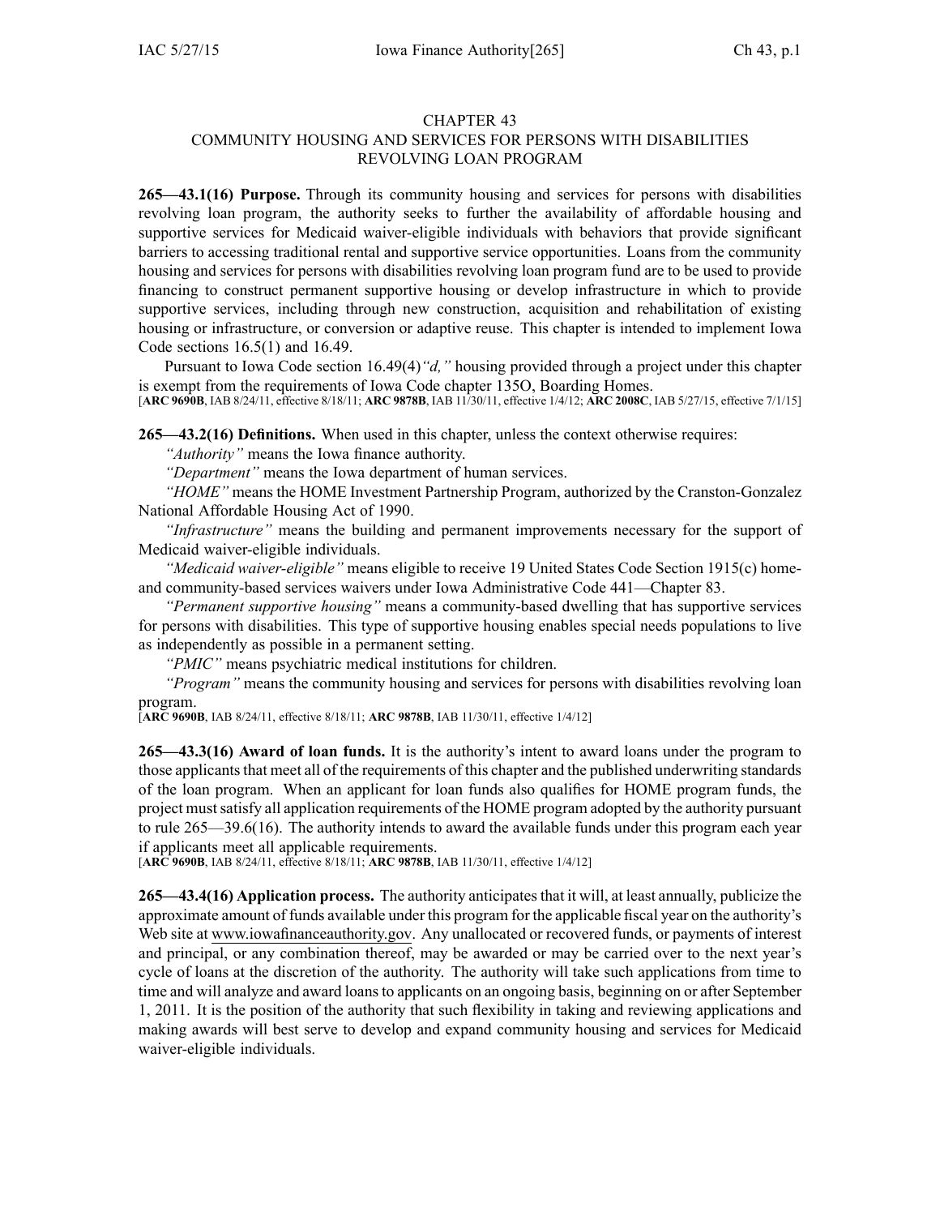# CHAPTER 43
## COMMUNITY HOUSING AND SERVICES FOR PERSONS WITH DISABILITIES REVOLVING LOAN PROGRAM

**265—43.1(16) Purpose.** Through its community housing and services for persons with disabilities revolving loan program, the authority seeks to further the availability of affordable housing and supportive services for Medicaid waiver-eligible individuals with behaviors that provide significant barriers to accessing traditional rental and supportive service opportunities. Loans from the community housing and services for persons with disabilities revolving loan program fund are to be used to provide financing to construct permanent supportive housing or develop infrastructure in which to provide supportive services, including through new construction, acquisition and rehabilitation of existing housing or infrastructure, or conversion or adaptive reuse. This chapter is intended to implement Iowa Code sections 16.5(1) and 16.49.

Pursuant to Iowa Code section 16.49(4)*"d,"* housing provided through a project under this chapter is exempt from the requirements of Iowa Code chapter 135O, Boarding Homes.

[**ARC 9690B**, IAB 8/24/11, effective 8/18/11; **ARC 9878B**, IAB 11/30/11, effective 1/4/12; **ARC 2008C**, IAB 5/27/15, effective 7/1/15]

**265—43.2(16) Definitions.** When used in this chapter, unless the context otherwise requires:

*"Authority"* means the Iowa finance authority.

*"Department"* means the Iowa department of human services.

*"HOME"* means the HOME Investment Partnership Program, authorized by the Cranston-Gonzalez National Affordable Housing Act of 1990.

*"Infrastructure"* means the building and permanent improvements necessary for the support of Medicaid waiver-eligible individuals.

*"Medicaid waiver-eligible"* means eligible to receive 19 United States Code Section 1915(c) home- and community-based services waivers under Iowa Administrative Code 441—Chapter 83.

*"Permanent supportive housing"* means a community-based dwelling that has supportive services for persons with disabilities. This type of supportive housing enables special needs populations to live as independently as possible in a permanent setting.

*"PMIC"* means psychiatric medical institutions for children.

*"Program"* means the community housing and services for persons with disabilities revolving loan program.

[**ARC 9690B**, IAB 8/24/11, effective 8/18/11; **ARC 9878B**, IAB 11/30/11, effective 1/4/12]

**265—43.3(16) Award of loan funds.** It is the authority's intent to award loans under the program to those applicants that meet all of the requirements of this chapter and the published underwriting standards of the loan program. When an applicant for loan funds also qualifies for HOME program funds, the project must satisfy all application requirements of the HOME program adopted by the authority pursuant to rule 265—39.6(16). The authority intends to award the available funds under this program each year if applicants meet all applicable requirements.

[**ARC 9690B**, IAB 8/24/11, effective 8/18/11; **ARC 9878B**, IAB 11/30/11, effective 1/4/12]

**265—43.4(16) Application process.** The authority anticipates that it will, at least annually, publicize the approximate amount of funds available under this program for the applicable fiscal year on the authority's Web site at www.iowafinanceauthority.gov. Any unallocated or recovered funds, or payments of interest and principal, or any combination thereof, may be awarded or may be carried over to the next year's cycle of loans at the discretion of the authority. The authority will take such applications from time to time and will analyze and award loans to applicants on an ongoing basis, beginning on or after September 1, 2011. It is the position of the authority that such flexibility in taking and reviewing applications and making awards will best serve to develop and expand community housing and services for Medicaid waiver-eligible individuals.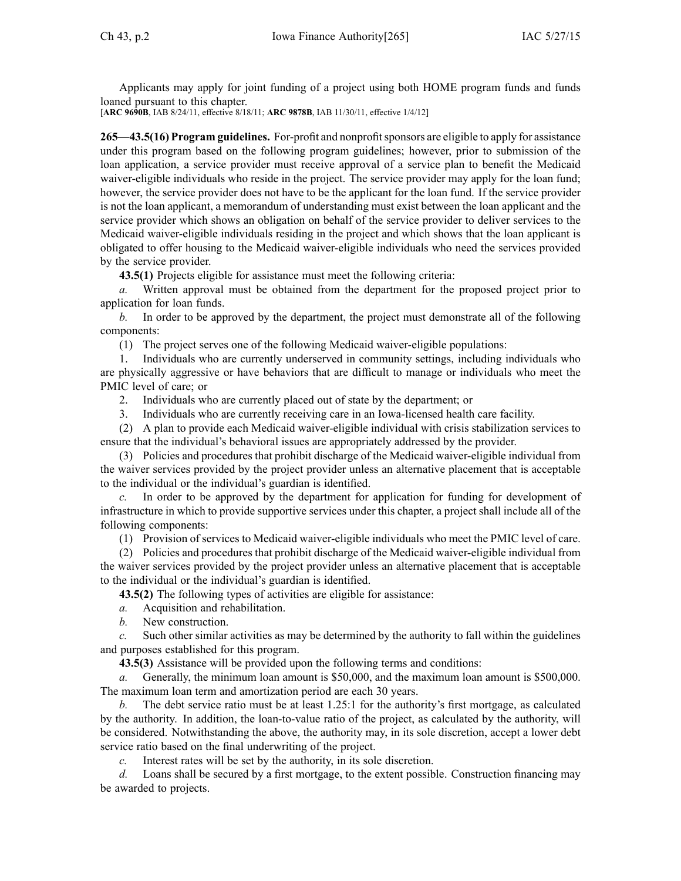Applicants may apply for joint funding of a project using both HOME program funds and funds loaned pursuant to this chapter.

[**ARC 9690B**, IAB 8/24/11, effective 8/18/11; **ARC 9878B**, IAB 11/30/11, effective 1/4/12]

**265—43.5(16) Program guidelines.** For-profit and nonprofit sponsors are eligible to apply for assistance under this program based on the following program guidelines; however, prior to submission of the loan application, a service provider must receive approval of a service plan to benefit the Medicaid waiver-eligible individuals who reside in the project. The service provider may apply for the loan fund; however, the service provider does not have to be the applicant for the loan fund. If the service provider is not the loan applicant, a memorandum of understanding must exist between the loan applicant and the service provider which shows an obligation on behalf of the service provider to deliver services to the Medicaid waiver-eligible individuals residing in the project and which shows that the loan applicant is obligated to offer housing to the Medicaid waiver-eligible individuals who need the services provided by the service provider.

**43.5(1)** Projects eligible for assistance must meet the following criteria:

*a.* Written approval must be obtained from the department for the proposed project prior to application for loan funds.

*b.* In order to be approved by the department, the project must demonstrate all of the following components:

(1) The project serves one of the following Medicaid waiver-eligible populations:

1. Individuals who are currently underserved in community settings, including individuals who are physically aggressive or have behaviors that are difficult to manage or individuals who meet the PMIC level of care; or

2. Individuals who are currently placed out of state by the department; or

3. Individuals who are currently receiving care in an Iowa-licensed health care facility.

(2) A plan to provide each Medicaid waiver-eligible individual with crisis stabilization services to ensure that the individual's behavioral issues are appropriately addressed by the provider.

(3) Policies and procedures that prohibit discharge of the Medicaid waiver-eligible individual from the waiver services provided by the project provider unless an alternative placement that is acceptable to the individual or the individual's guardian is identified.

*c.* In order to be approved by the department for application for funding for development of infrastructure in which to provide supportive services under this chapter, a project shall include all of the following components:

(1) Provision of services to Medicaid waiver-eligible individuals who meet the PMIC level of care.

(2) Policies and procedures that prohibit discharge of the Medicaid waiver-eligible individual from the waiver services provided by the project provider unless an alternative placement that is acceptable to the individual or the individual's guardian is identified.

**43.5(2)** The following types of activities are eligible for assistance:

*a.* Acquisition and rehabilitation.

*b.* New construction.

*c.* Such other similar activities as may be determined by the authority to fall within the guidelines and purposes established for this program.

**43.5(3)** Assistance will be provided upon the following terms and conditions:

*a.* Generally, the minimum loan amount is $50,000, and the maximum loan amount is $500,000. The maximum loan term and amortization period are each 30 years.

*b.* The debt service ratio must be at least 1.25:1 for the authority's first mortgage, as calculated by the authority. In addition, the loan-to-value ratio of the project, as calculated by the authority, will be considered. Notwithstanding the above, the authority may, in its sole discretion, accept a lower debt service ratio based on the final underwriting of the project.

*c.* Interest rates will be set by the authority, in its sole discretion.

*d.* Loans shall be secured by a first mortgage, to the extent possible. Construction financing may be awarded to projects.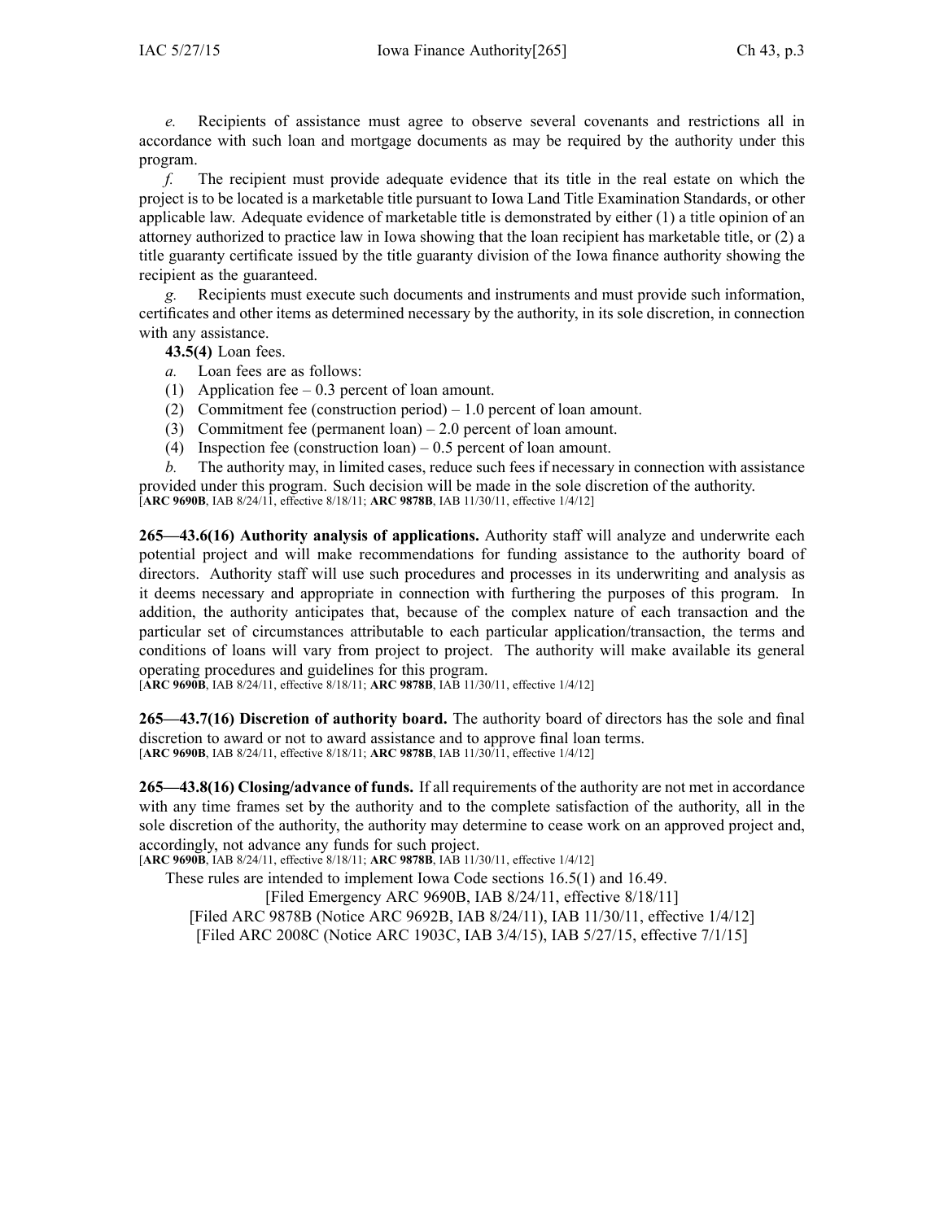*e.* Recipients of assistance must agree to observe several covenants and restrictions all in accordance with such loan and mortgage documents as may be required by the authority under this program.

*f.* The recipient must provide adequate evidence that its title in the real estate on which the project is to be located is a marketable title pursuant to Iowa Land Title Examination Standards, or other applicable law. Adequate evidence of marketable title is demonstrated by either (1) a title opinion of an attorney authorized to practice law in Iowa showing that the loan recipient has marketable title, or (2) a title guaranty certificate issued by the title guaranty division of the Iowa finance authority showing the recipient as the guaranteed.

*g.* Recipients must execute such documents and instruments and must provide such information, certificates and other items as determined necessary by the authority, in its sole discretion, in connection with any assistance.

**43.5(4)** Loan fees.

*a.* Loan fees are as follows:

(1) Application fee – 0.3 percent of loan amount.

(2) Commitment fee (construction period) – 1.0 percent of loan amount.

(3) Commitment fee (permanent loan) – 2.0 percent of loan amount.

(4) Inspection fee (construction loan) – 0.5 percent of loan amount.

*b.* The authority may, in limited cases, reduce such fees if necessary in connection with assistance provided under this program. Such decision will be made in the sole discretion of the authority.

[**ARC 9690B**, IAB 8/24/11, effective 8/18/11; **ARC 9878B**, IAB 11/30/11, effective 1/4/12]

**265—43.6(16) Authority analysis of applications.** Authority staff will analyze and underwrite each potential project and will make recommendations for funding assistance to the authority board of directors. Authority staff will use such procedures and processes in its underwriting and analysis as it deems necessary and appropriate in connection with furthering the purposes of this program. In addition, the authority anticipates that, because of the complex nature of each transaction and the particular set of circumstances attributable to each particular application/transaction, the terms and conditions of loans will vary from project to project. The authority will make available its general operating procedures and guidelines for this program.

[**ARC 9690B**, IAB 8/24/11, effective 8/18/11; **ARC 9878B**, IAB 11/30/11, effective 1/4/12]

**265—43.7(16) Discretion of authority board.** The authority board of directors has the sole and final discretion to award or not to award assistance and to approve final loan terms.

[**ARC 9690B**, IAB 8/24/11, effective 8/18/11; **ARC 9878B**, IAB 11/30/11, effective 1/4/12]

**265—43.8(16) Closing/advance of funds.** If all requirements of the authority are not met in accordance with any time frames set by the authority and to the complete satisfaction of the authority, all in the sole discretion of the authority, the authority may determine to cease work on an approved project and, accordingly, not advance any funds for such project.

[**ARC 9690B**, IAB 8/24/11, effective 8/18/11; **ARC 9878B**, IAB 11/30/11, effective 1/4/12]

These rules are intended to implement Iowa Code sections 16.5(1) and 16.49.

[Filed Emergency ARC 9690B, IAB 8/24/11, effective 8/18/11]

[Filed ARC 9878B (Notice ARC 9692B, IAB 8/24/11), IAB 11/30/11, effective 1/4/12]

[Filed ARC 2008C (Notice ARC 1903C, IAB 3/4/15), IAB 5/27/15, effective 7/1/15]